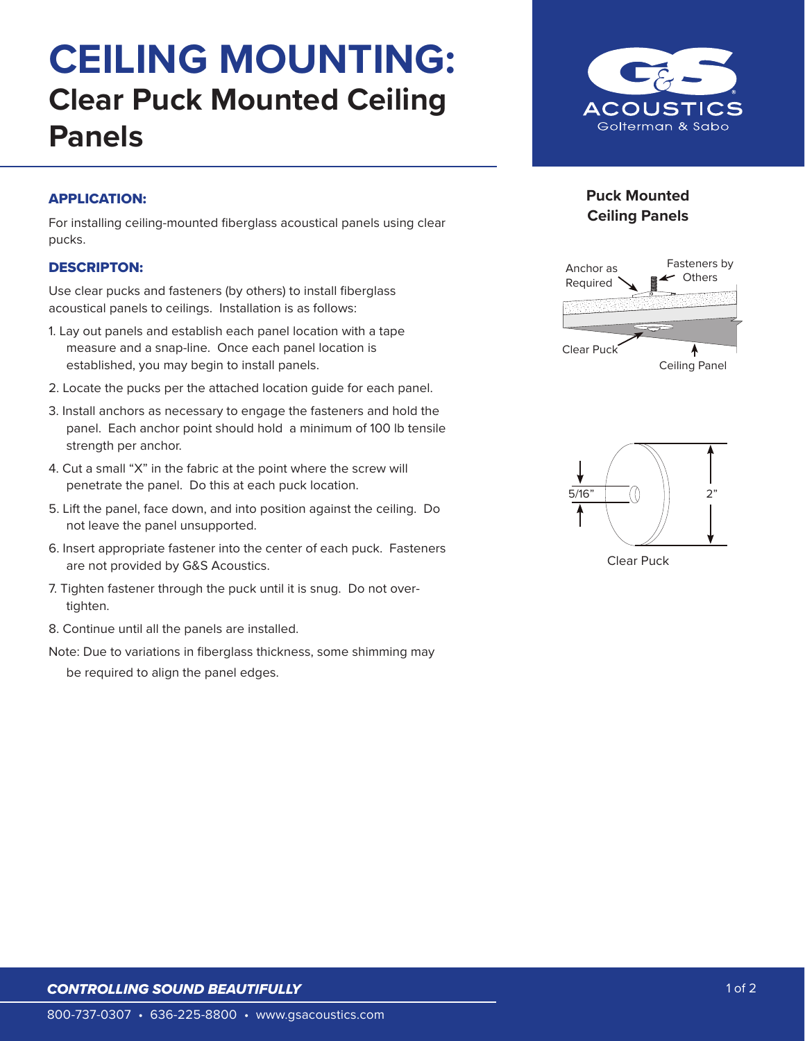# CEILING MOUNTING:
## Clear Puck Mounted Ceiling Panels

G&S ACOUSTICS
Golterman & Sabo

### APPLICATION:

For installing ceiling-mounted fiberglass acoustical panels using clear pucks.

### DESCRIPTON:

Use clear pucks and fasteners (by others) to install fiberglass acoustical panels to ceilings. Installation is as follows:

1. Lay out panels and establish each panel location with a tape measure and a snap-line. Once each panel location is established, you may begin to install panels.
2. Locate the pucks per the attached location guide for each panel.
3. Install anchors as necessary to engage the fasteners and hold the panel. Each anchor point should hold a minimum of 100 lb tensile strength per anchor.
4. Cut a small "X" in the fabric at the point where the screw will penetrate the panel. Do this at each puck location.
5. Lift the panel, face down, and into position against the ceiling. Do not leave the panel unsupported.
6. Insert appropriate fastener into the center of each puck. Fasteners are not provided by G&S Acoustics.
7. Tighten fastener through the puck until it is snug. Do not over-tighten.
8. Continue until all the panels are installed.

Note: Due to variations in fiberglass thickness, some shimming may be required to align the panel edges.

**Puck Mounted Ceiling Panels**

Anchor as Required
Fasteners by Others
Clear Puck
Ceiling Panel

5/16"
2"
Clear Puck

***CONTROLLING SOUND BEAUTIFULLY***

800-737-0307 • 636-225-8800 • www.gsacoustics.com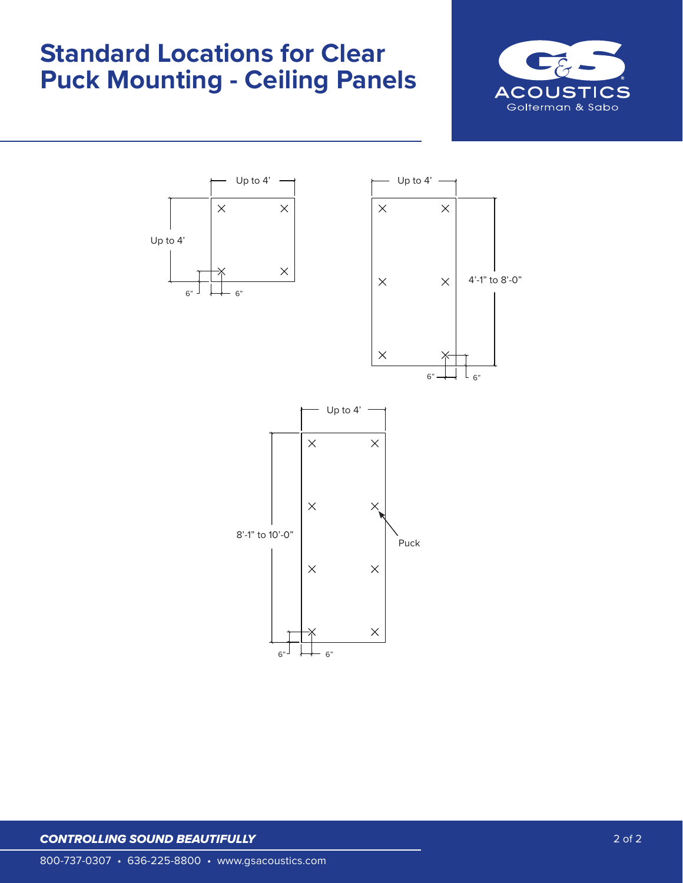# Standard Locations for Clear Puck Mounting - Ceiling Panels

Up to 4'

Up to 4'

6"

6"

Up to 4'

4'-1" to 8'-0"

6"

6"

Up to 4'

8'-1" to 10'-0"

Puck

6"

6"

***CONTROLLING SOUND BEAUTIFULLY***

800-737-0307 • 636-225-8800 • www.gsacoustics.com